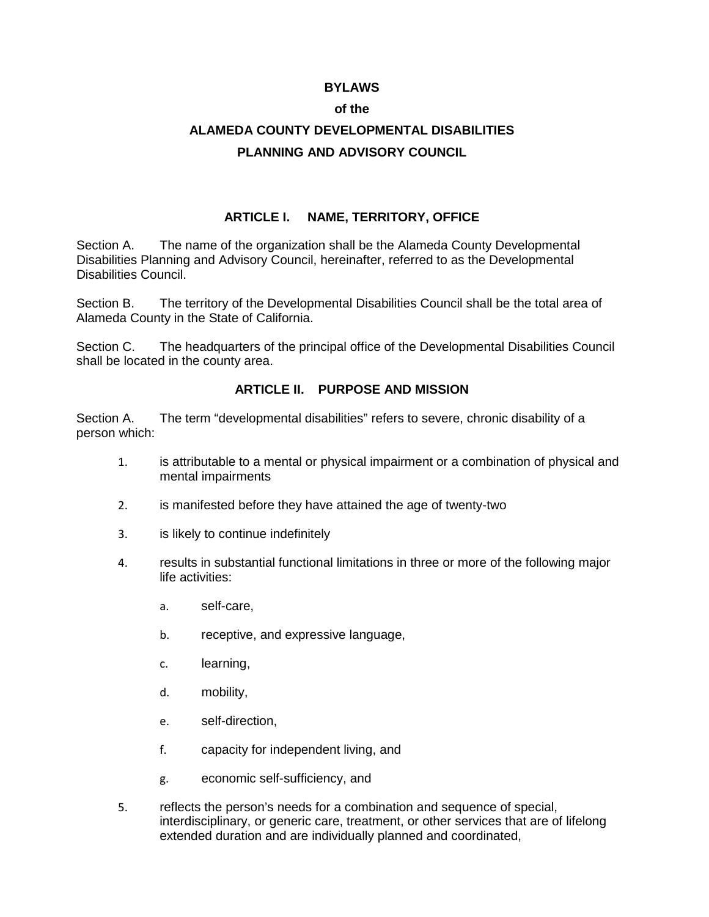# BYLAWS

# of the

# ALAMEDA COUNTY DEVELOPMENTAL DISABILITIES PLANNING AND ADVISORY COUNCIL

## ARTICLE I. NAME, TERRITORY, OFFICE

Section A. The name of the organization shall be the Alameda County Developmental Disabilities Planning and Advisory Council, hereinafter, referred to as the Developmental Disabilities Council.

Section B. The territory of the Developmental Disabilities Council shall be the total area of Alameda County in the State of California.

Section C. The headquarters of the principal office of the Developmental Disabilities Council shall be located in the county area.

## ARTICLE II. PURPOSE AND MISSION

Section A. The term “developmental disabilities” refers to severe, chronic disability of a person which:

1. is attributable to a mental or physical impairment or a combination of physical and mental impairments
2. is manifested before they have attained the age of twenty-two
3. is likely to continue indefinitely
4. results in substantial functional limitations in three or more of the following major life activities:
   a. self-care,
   b. receptive, and expressive language,
   c. learning,
   d. mobility,
   e. self-direction,
   f. capacity for independent living, and
   g. economic self-sufficiency, and
5. reflects the person’s needs for a combination and sequence of special, interdisciplinary, or generic care, treatment, or other services that are of lifelong extended duration and are individually planned and coordinated,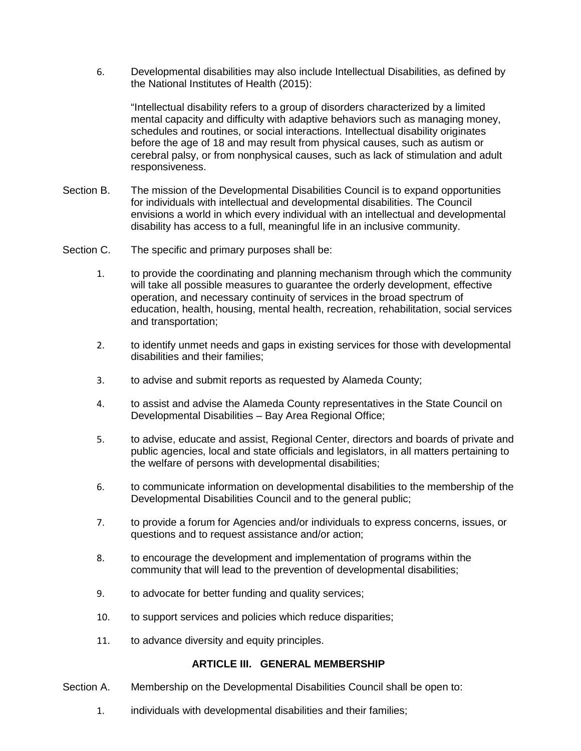6. Developmental disabilities may also include Intellectual Disabilities, as defined by the National Institutes of Health (2015):

   "Intellectual disability refers to a group of disorders characterized by a limited mental capacity and difficulty with adaptive behaviors such as managing money, schedules and routines, or social interactions. Intellectual disability originates before the age of 18 and may result from physical causes, such as autism or cerebral palsy, or from nonphysical causes, such as lack of stimulation and adult responsiveness.

Section B. The mission of the Developmental Disabilities Council is to expand opportunities for individuals with intellectual and developmental disabilities. The Council envisions a world in which every individual with an intellectual and developmental disability has access to a full, meaningful life in an inclusive community.

Section C. The specific and primary purposes shall be:

1. to provide the coordinating and planning mechanism through which the community will take all possible measures to guarantee the orderly development, effective operation, and necessary continuity of services in the broad spectrum of education, health, housing, mental health, recreation, rehabilitation, social services and transportation;
2. to identify unmet needs and gaps in existing services for those with developmental disabilities and their families;
3. to advise and submit reports as requested by Alameda County;
4. to assist and advise the Alameda County representatives in the State Council on Developmental Disabilities – Bay Area Regional Office;
5. to advise, educate and assist, Regional Center, directors and boards of private and public agencies, local and state officials and legislators, in all matters pertaining to the welfare of persons with developmental disabilities;
6. to communicate information on developmental disabilities to the membership of the Developmental Disabilities Council and to the general public;
7. to provide a forum for Agencies and/or individuals to express concerns, issues, or questions and to request assistance and/or action;
8. to encourage the development and implementation of programs within the community that will lead to the prevention of developmental disabilities;
9. to advocate for better funding and quality services;
10. to support services and policies which reduce disparities;
11. to advance diversity and equity principles.

## ARTICLE III. GENERAL MEMBERSHIP

Section A. Membership on the Developmental Disabilities Council shall be open to:

1. individuals with developmental disabilities and their families;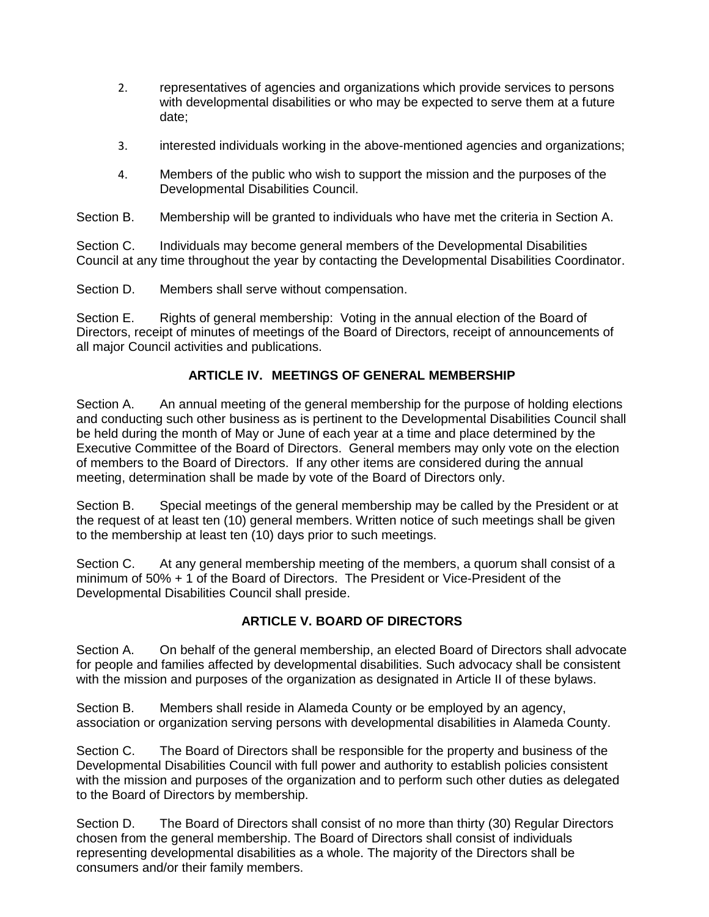2. representatives of agencies and organizations which provide services to persons with developmental disabilities or who may be expected to serve them at a future date;

3. interested individuals working in the above-mentioned agencies and organizations;

4. Members of the public who wish to support the mission and the purposes of the Developmental Disabilities Council.

Section B. Membership will be granted to individuals who have met the criteria in Section A.

Section C. Individuals may become general members of the Developmental Disabilities Council at any time throughout the year by contacting the Developmental Disabilities Coordinator.

Section D. Members shall serve without compensation.

Section E. Rights of general membership: Voting in the annual election of the Board of Directors, receipt of minutes of meetings of the Board of Directors, receipt of announcements of all major Council activities and publications.

## ARTICLE IV. MEETINGS OF GENERAL MEMBERSHIP

Section A. An annual meeting of the general membership for the purpose of holding elections and conducting such other business as is pertinent to the Developmental Disabilities Council shall be held during the month of May or June of each year at a time and place determined by the Executive Committee of the Board of Directors. General members may only vote on the election of members to the Board of Directors. If any other items are considered during the annual meeting, determination shall be made by vote of the Board of Directors only.

Section B. Special meetings of the general membership may be called by the President or at the request of at least ten (10) general members. Written notice of such meetings shall be given to the membership at least ten (10) days prior to such meetings.

Section C. At any general membership meeting of the members, a quorum shall consist of a minimum of 50% + 1 of the Board of Directors. The President or Vice-President of the Developmental Disabilities Council shall preside.

## ARTICLE V. BOARD OF DIRECTORS

Section A. On behalf of the general membership, an elected Board of Directors shall advocate for people and families affected by developmental disabilities. Such advocacy shall be consistent with the mission and purposes of the organization as designated in Article II of these bylaws.

Section B. Members shall reside in Alameda County or be employed by an agency, association or organization serving persons with developmental disabilities in Alameda County.

Section C. The Board of Directors shall be responsible for the property and business of the Developmental Disabilities Council with full power and authority to establish policies consistent with the mission and purposes of the organization and to perform such other duties as delegated to the Board of Directors by membership.

Section D. The Board of Directors shall consist of no more than thirty (30) Regular Directors chosen from the general membership. The Board of Directors shall consist of individuals representing developmental disabilities as a whole. The majority of the Directors shall be consumers and/or their family members.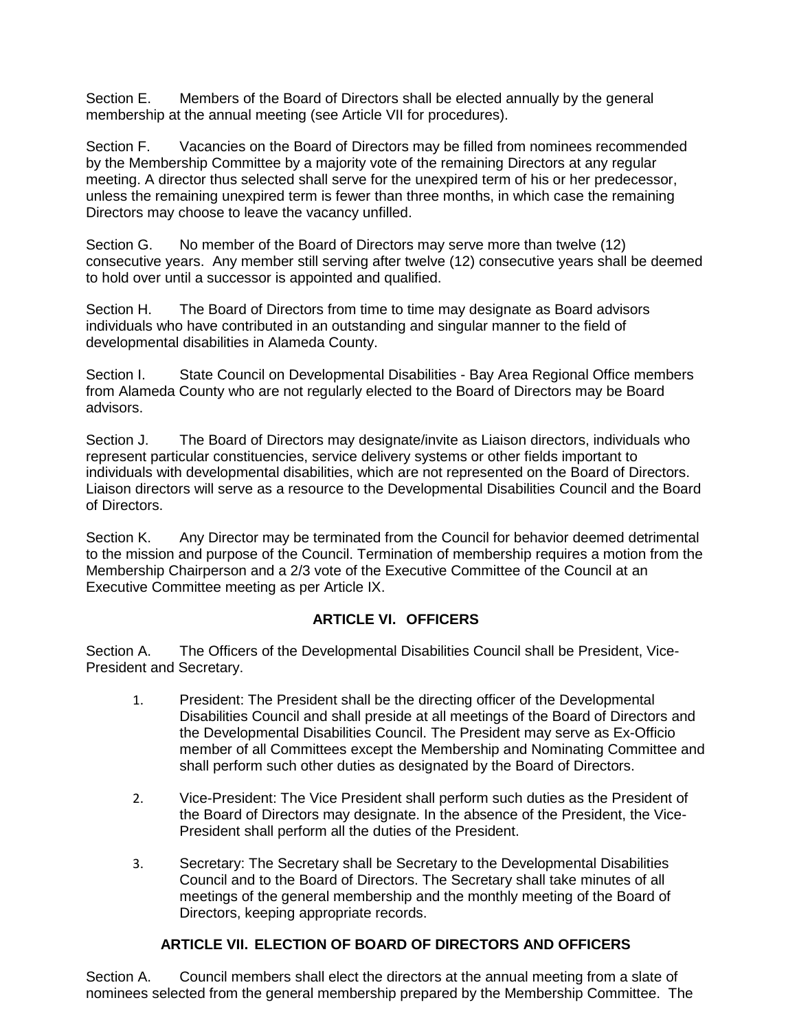Section E. Members of the Board of Directors shall be elected annually by the general membership at the annual meeting (see Article VII for procedures).

Section F. Vacancies on the Board of Directors may be filled from nominees recommended by the Membership Committee by a majority vote of the remaining Directors at any regular meeting. A director thus selected shall serve for the unexpired term of his or her predecessor, unless the remaining unexpired term is fewer than three months, in which case the remaining Directors may choose to leave the vacancy unfilled.

Section G. No member of the Board of Directors may serve more than twelve (12) consecutive years. Any member still serving after twelve (12) consecutive years shall be deemed to hold over until a successor is appointed and qualified.

Section H. The Board of Directors from time to time may designate as Board advisors individuals who have contributed in an outstanding and singular manner to the field of developmental disabilities in Alameda County.

Section I. State Council on Developmental Disabilities - Bay Area Regional Office members from Alameda County who are not regularly elected to the Board of Directors may be Board advisors.

Section J. The Board of Directors may designate/invite as Liaison directors, individuals who represent particular constituencies, service delivery systems or other fields important to individuals with developmental disabilities, which are not represented on the Board of Directors. Liaison directors will serve as a resource to the Developmental Disabilities Council and the Board of Directors.

Section K. Any Director may be terminated from the Council for behavior deemed detrimental to the mission and purpose of the Council. Termination of membership requires a motion from the Membership Chairperson and a 2/3 vote of the Executive Committee of the Council at an Executive Committee meeting as per Article IX.

## ARTICLE VI. OFFICERS

Section A. The Officers of the Developmental Disabilities Council shall be President, Vice-President and Secretary.

1. President: The President shall be the directing officer of the Developmental Disabilities Council and shall preside at all meetings of the Board of Directors and the Developmental Disabilities Council. The President may serve as Ex-Officio member of all Committees except the Membership and Nominating Committee and shall perform such other duties as designated by the Board of Directors.

2. Vice-President: The Vice President shall perform such duties as the President of the Board of Directors may designate. In the absence of the President, the Vice-President shall perform all the duties of the President.

3. Secretary: The Secretary shall be Secretary to the Developmental Disabilities Council and to the Board of Directors. The Secretary shall take minutes of all meetings of the general membership and the monthly meeting of the Board of Directors, keeping appropriate records.

## ARTICLE VII. ELECTION OF BOARD OF DIRECTORS AND OFFICERS

Section A. Council members shall elect the directors at the annual meeting from a slate of nominees selected from the general membership prepared by the Membership Committee. The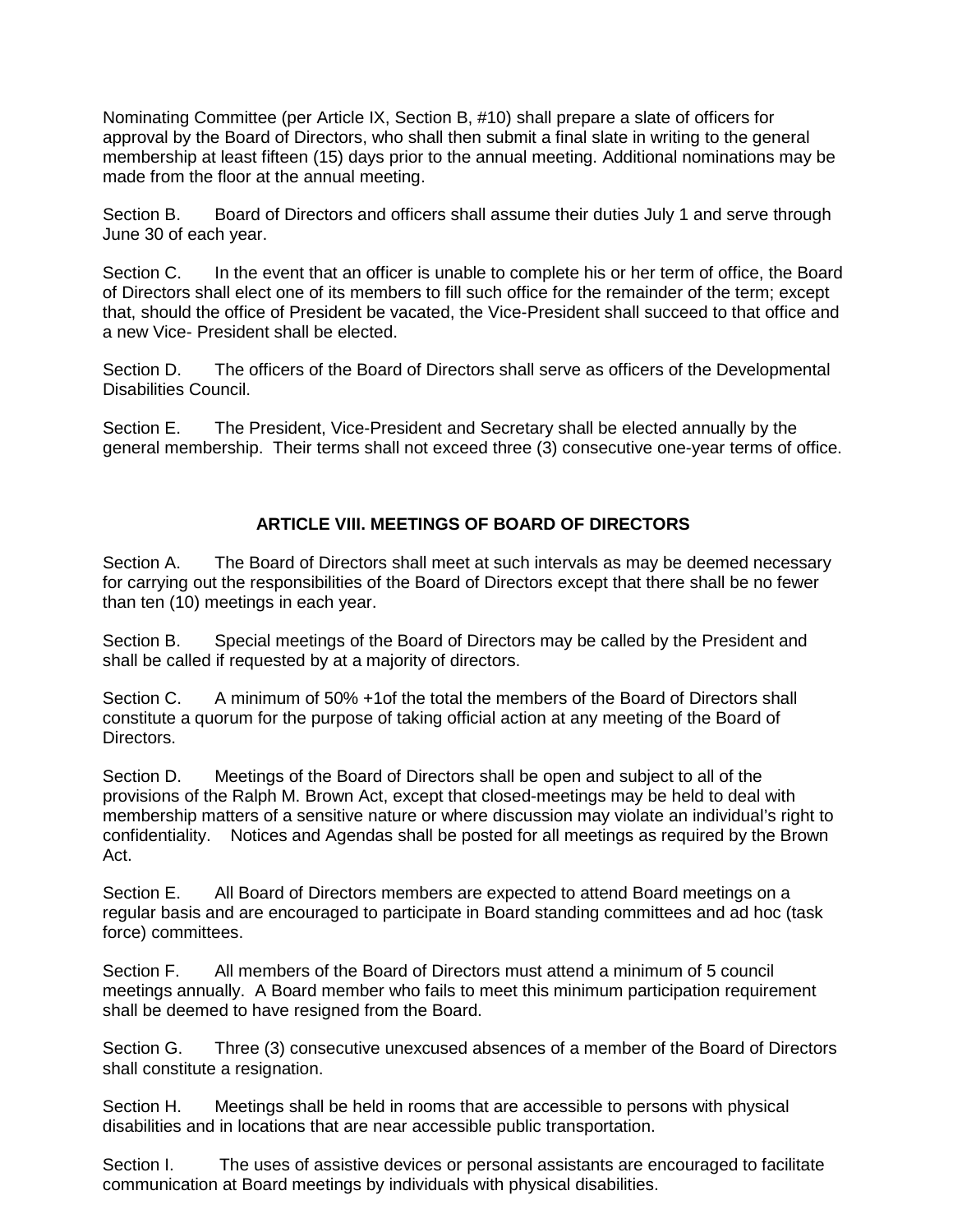Nominating Committee (per Article IX, Section B, #10) shall prepare a slate of officers for approval by the Board of Directors, who shall then submit a final slate in writing to the general membership at least fifteen (15) days prior to the annual meeting. Additional nominations may be made from the floor at the annual meeting.

Section B. Board of Directors and officers shall assume their duties July 1 and serve through June 30 of each year.

Section C. In the event that an officer is unable to complete his or her term of office, the Board of Directors shall elect one of its members to fill such office for the remainder of the term; except that, should the office of President be vacated, the Vice-President shall succeed to that office and a new Vice- President shall be elected.

Section D. The officers of the Board of Directors shall serve as officers of the Developmental Disabilities Council.

Section E. The President, Vice-President and Secretary shall be elected annually by the general membership. Their terms shall not exceed three (3) consecutive one-year terms of office.

## ARTICLE VIII. MEETINGS OF BOARD OF DIRECTORS

Section A. The Board of Directors shall meet at such intervals as may be deemed necessary for carrying out the responsibilities of the Board of Directors except that there shall be no fewer than ten (10) meetings in each year.

Section B. Special meetings of the Board of Directors may be called by the President and shall be called if requested by at a majority of directors.

Section C. A minimum of 50% +1of the total the members of the Board of Directors shall constitute a quorum for the purpose of taking official action at any meeting of the Board of Directors.

Section D. Meetings of the Board of Directors shall be open and subject to all of the provisions of the Ralph M. Brown Act, except that closed-meetings may be held to deal with membership matters of a sensitive nature or where discussion may violate an individual's right to confidentiality. Notices and Agendas shall be posted for all meetings as required by the Brown Act.

Section E. All Board of Directors members are expected to attend Board meetings on a regular basis and are encouraged to participate in Board standing committees and ad hoc (task force) committees.

Section F. All members of the Board of Directors must attend a minimum of 5 council meetings annually. A Board member who fails to meet this minimum participation requirement shall be deemed to have resigned from the Board.

Section G. Three (3) consecutive unexcused absences of a member of the Board of Directors shall constitute a resignation.

Section H. Meetings shall be held in rooms that are accessible to persons with physical disabilities and in locations that are near accessible public transportation.

Section I. The uses of assistive devices or personal assistants are encouraged to facilitate communication at Board meetings by individuals with physical disabilities.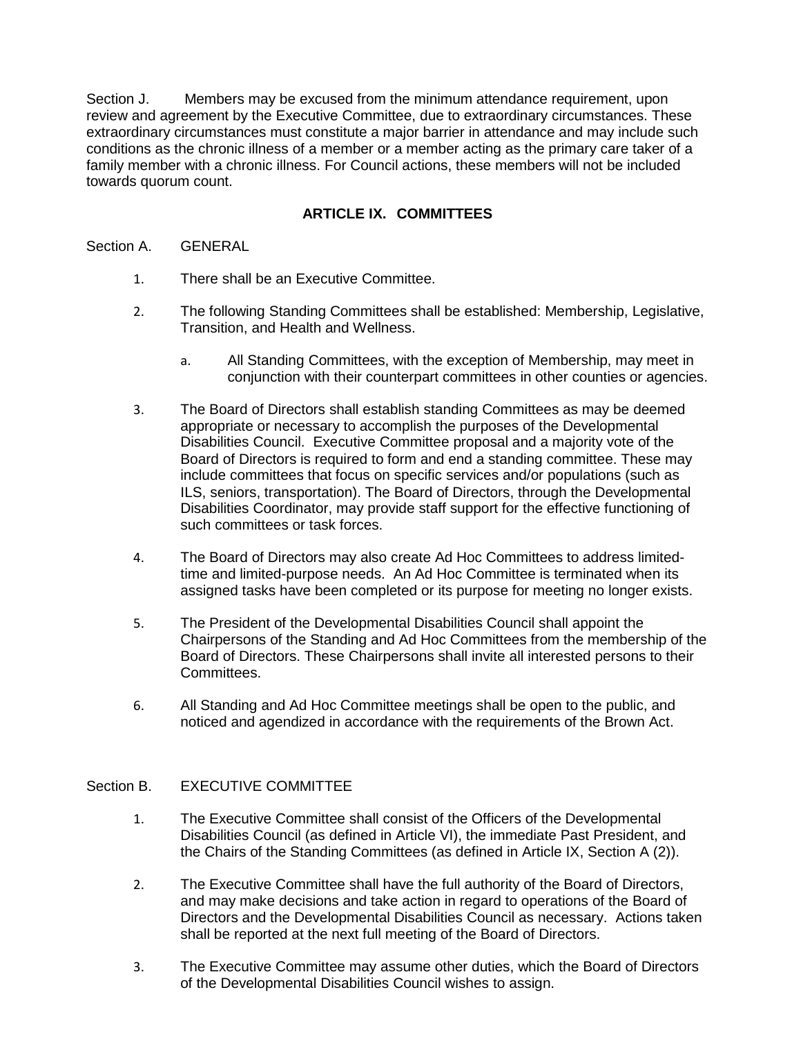Section J. Members may be excused from the minimum attendance requirement, upon review and agreement by the Executive Committee, due to extraordinary circumstances. These extraordinary circumstances must constitute a major barrier in attendance and may include such conditions as the chronic illness of a member or a member acting as the primary care taker of a family member with a chronic illness. For Council actions, these members will not be included towards quorum count.

## ARTICLE IX. COMMITTEES

Section A. GENERAL

1. There shall be an Executive Committee.

2. The following Standing Committees shall be established: Membership, Legislative, Transition, and Health and Wellness.

   a. All Standing Committees, with the exception of Membership, may meet in conjunction with their counterpart committees in other counties or agencies.

3. The Board of Directors shall establish standing Committees as may be deemed appropriate or necessary to accomplish the purposes of the Developmental Disabilities Council. Executive Committee proposal and a majority vote of the Board of Directors is required to form and end a standing committee. These may include committees that focus on specific services and/or populations (such as ILS, seniors, transportation). The Board of Directors, through the Developmental Disabilities Coordinator, may provide staff support for the effective functioning of such committees or task forces.

4. The Board of Directors may also create Ad Hoc Committees to address limited-time and limited-purpose needs. An Ad Hoc Committee is terminated when its assigned tasks have been completed or its purpose for meeting no longer exists.

5. The President of the Developmental Disabilities Council shall appoint the Chairpersons of the Standing and Ad Hoc Committees from the membership of the Board of Directors. These Chairpersons shall invite all interested persons to their Committees.

6. All Standing and Ad Hoc Committee meetings shall be open to the public, and noticed and agendized in accordance with the requirements of the Brown Act.

Section B. EXECUTIVE COMMITTEE

1. The Executive Committee shall consist of the Officers of the Developmental Disabilities Council (as defined in Article VI), the immediate Past President, and the Chairs of the Standing Committees (as defined in Article IX, Section A (2)).

2. The Executive Committee shall have the full authority of the Board of Directors, and may make decisions and take action in regard to operations of the Board of Directors and the Developmental Disabilities Council as necessary. Actions taken shall be reported at the next full meeting of the Board of Directors.

3. The Executive Committee may assume other duties, which the Board of Directors of the Developmental Disabilities Council wishes to assign.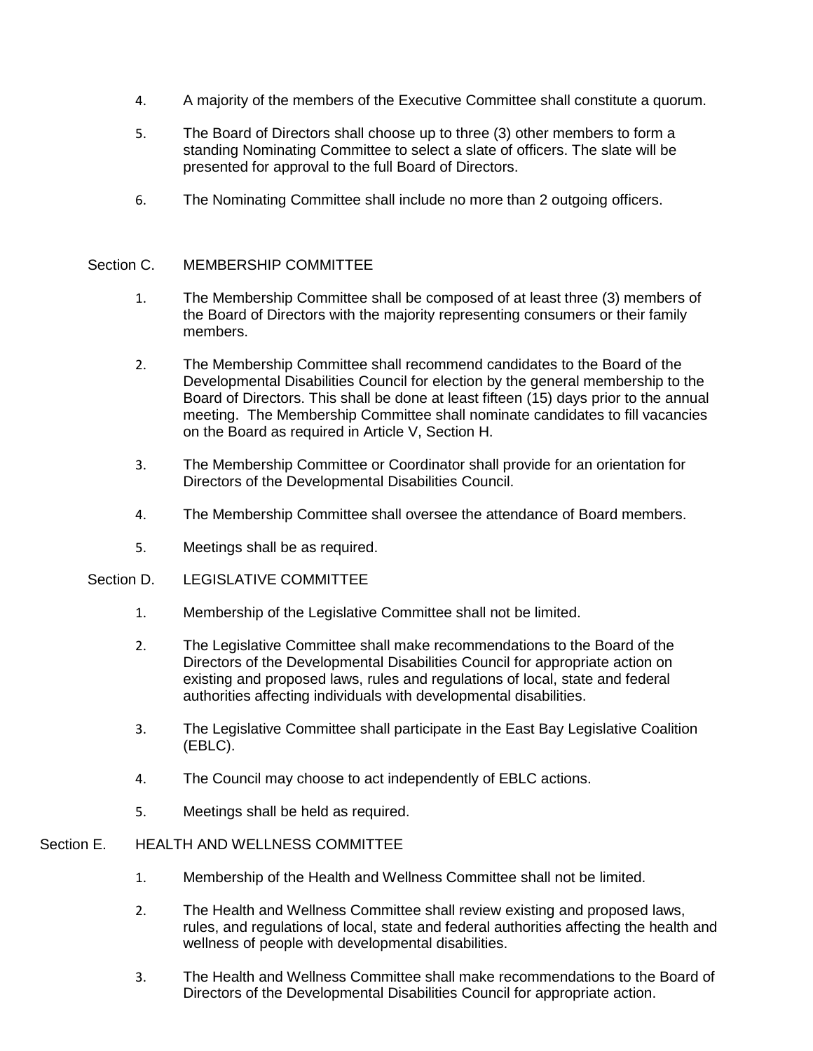4. A majority of the members of the Executive Committee shall constitute a quorum.

5. The Board of Directors shall choose up to three (3) other members to form a standing Nominating Committee to select a slate of officers. The slate will be presented for approval to the full Board of Directors.

6. The Nominating Committee shall include no more than 2 outgoing officers.

## Section C. MEMBERSHIP COMMITTEE

1. The Membership Committee shall be composed of at least three (3) members of the Board of Directors with the majority representing consumers or their family members.

2. The Membership Committee shall recommend candidates to the Board of the Developmental Disabilities Council for election by the general membership to the Board of Directors. This shall be done at least fifteen (15) days prior to the annual meeting. The Membership Committee shall nominate candidates to fill vacancies on the Board as required in Article V, Section H.

3. The Membership Committee or Coordinator shall provide for an orientation for Directors of the Developmental Disabilities Council.

4. The Membership Committee shall oversee the attendance of Board members.

5. Meetings shall be as required.

## Section D. LEGISLATIVE COMMITTEE

1. Membership of the Legislative Committee shall not be limited.

2. The Legislative Committee shall make recommendations to the Board of the Directors of the Developmental Disabilities Council for appropriate action on existing and proposed laws, rules and regulations of local, state and federal authorities affecting individuals with developmental disabilities.

3. The Legislative Committee shall participate in the East Bay Legislative Coalition (EBLC).

4. The Council may choose to act independently of EBLC actions.

5. Meetings shall be held as required.

## Section E. HEALTH AND WELLNESS COMMITTEE

1. Membership of the Health and Wellness Committee shall not be limited.

2. The Health and Wellness Committee shall review existing and proposed laws, rules, and regulations of local, state and federal authorities affecting the health and wellness of people with developmental disabilities.

3. The Health and Wellness Committee shall make recommendations to the Board of Directors of the Developmental Disabilities Council for appropriate action.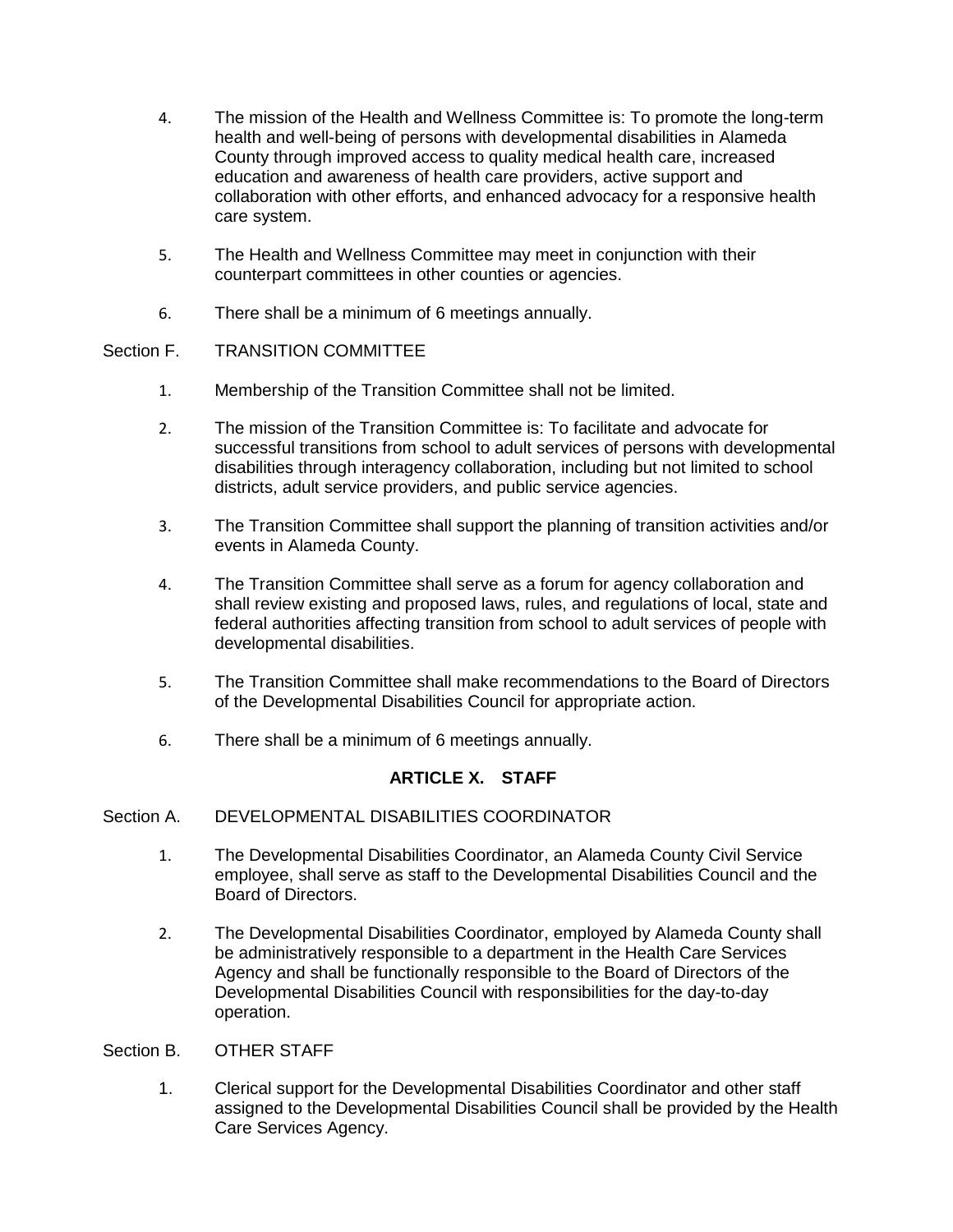4. The mission of the Health and Wellness Committee is: To promote the long-term health and well-being of persons with developmental disabilities in Alameda County through improved access to quality medical health care, increased education and awareness of health care providers, active support and collaboration with other efforts, and enhanced advocacy for a responsive health care system.

5. The Health and Wellness Committee may meet in conjunction with their counterpart committees in other counties or agencies.

6. There shall be a minimum of 6 meetings annually.

Section F. TRANSITION COMMITTEE

1. Membership of the Transition Committee shall not be limited.

2. The mission of the Transition Committee is: To facilitate and advocate for successful transitions from school to adult services of persons with developmental disabilities through interagency collaboration, including but not limited to school districts, adult service providers, and public service agencies.

3. The Transition Committee shall support the planning of transition activities and/or events in Alameda County.

4. The Transition Committee shall serve as a forum for agency collaboration and shall review existing and proposed laws, rules, and regulations of local, state and federal authorities affecting transition from school to adult services of people with developmental disabilities.

5. The Transition Committee shall make recommendations to the Board of Directors of the Developmental Disabilities Council for appropriate action.

6. There shall be a minimum of 6 meetings annually.

## ARTICLE X. STAFF

Section A. DEVELOPMENTAL DISABILITIES COORDINATOR

1. The Developmental Disabilities Coordinator, an Alameda County Civil Service employee, shall serve as staff to the Developmental Disabilities Council and the Board of Directors.

2. The Developmental Disabilities Coordinator, employed by Alameda County shall be administratively responsible to a department in the Health Care Services Agency and shall be functionally responsible to the Board of Directors of the Developmental Disabilities Council with responsibilities for the day-to-day operation.

Section B. OTHER STAFF

1. Clerical support for the Developmental Disabilities Coordinator and other staff assigned to the Developmental Disabilities Council shall be provided by the Health Care Services Agency.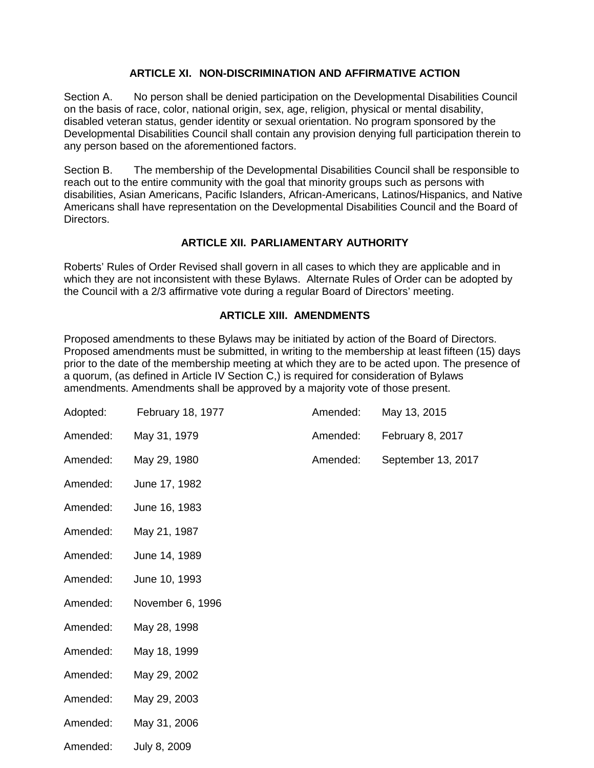## ARTICLE XI. NON-DISCRIMINATION AND AFFIRMATIVE ACTION

Section A. No person shall be denied participation on the Developmental Disabilities Council on the basis of race, color, national origin, sex, age, religion, physical or mental disability, disabled veteran status, gender identity or sexual orientation. No program sponsored by the Developmental Disabilities Council shall contain any provision denying full participation therein to any person based on the aforementioned factors.

Section B. The membership of the Developmental Disabilities Council shall be responsible to reach out to the entire community with the goal that minority groups such as persons with disabilities, Asian Americans, Pacific Islanders, African-Americans, Latinos/Hispanics, and Native Americans shall have representation on the Developmental Disabilities Council and the Board of Directors.

## ARTICLE XII. PARLIAMENTARY AUTHORITY

Roberts' Rules of Order Revised shall govern in all cases to which they are applicable and in which they are not inconsistent with these Bylaws. Alternate Rules of Order can be adopted by the Council with a 2/3 affirmative vote during a regular Board of Directors' meeting.

## ARTICLE XIII. AMENDMENTS

Proposed amendments to these Bylaws may be initiated by action of the Board of Directors. Proposed amendments must be submitted, in writing to the membership at least fifteen (15) days prior to the date of the membership meeting at which they are to be acted upon. The presence of a quorum, (as defined in Article IV Section C,) is required for consideration of Bylaws amendments. Amendments shall be approved by a majority vote of those present.

Adopted: February 18, 1977

Amended: May 31, 1979

Amended: May 29, 1980

Amended: June 17, 1982

Amended: June 16, 1983

Amended: May 21, 1987

Amended: June 14, 1989

Amended: June 10, 1993

Amended: November 6, 1996

Amended: May 28, 1998

Amended: May 18, 1999

Amended: May 29, 2002

Amended: May 29, 2003

Amended: May 31, 2006

Amended: July 8, 2009

Amended: May 13, 2015

Amended: February 8, 2017

Amended: September 13, 2017